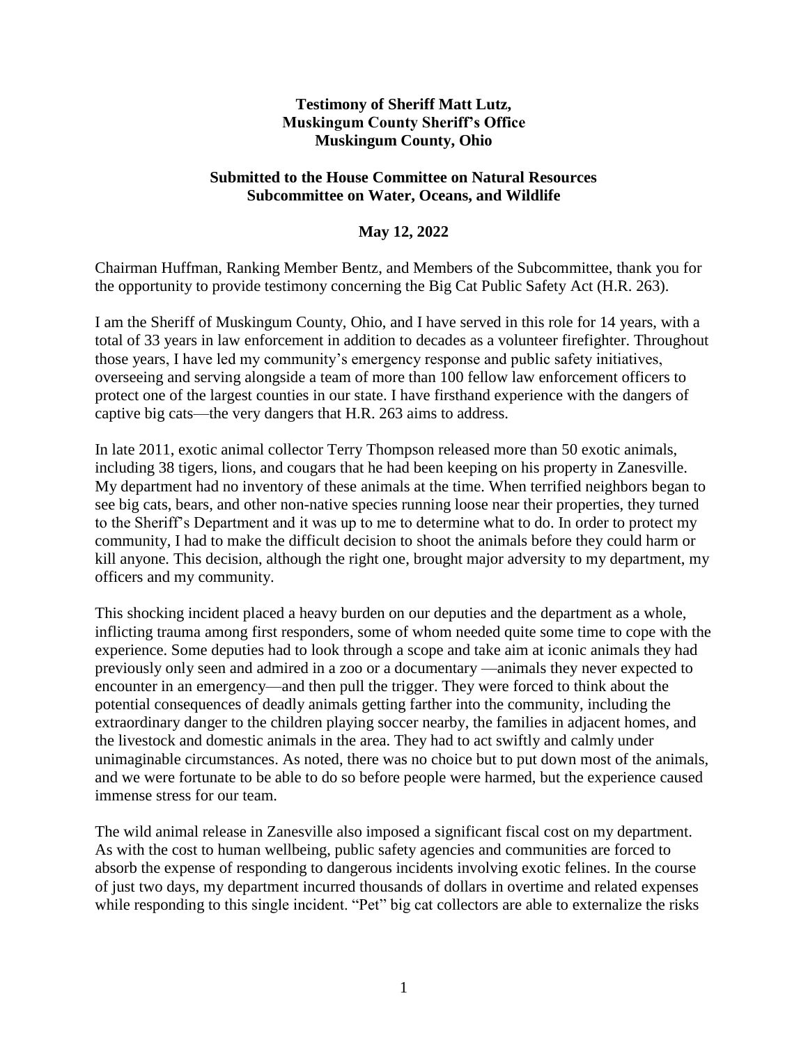**Testimony of Sheriff Matt Lutz,**
**Muskingum County Sheriff's Office**
**Muskingum County, Ohio**

**Submitted to the House Committee on Natural Resources**
**Subcommittee on Water, Oceans, and Wildlife**

**May 12, 2022**

Chairman Huffman, Ranking Member Bentz, and Members of the Subcommittee, thank you for the opportunity to provide testimony concerning the Big Cat Public Safety Act (H.R. 263).

I am the Sheriff of Muskingum County, Ohio, and I have served in this role for 14 years, with a total of 33 years in law enforcement in addition to decades as a volunteer firefighter. Throughout those years, I have led my community's emergency response and public safety initiatives, overseeing and serving alongside a team of more than 100 fellow law enforcement officers to protect one of the largest counties in our state. I have firsthand experience with the dangers of captive big cats—the very dangers that H.R. 263 aims to address.

In late 2011, exotic animal collector Terry Thompson released more than 50 exotic animals, including 38 tigers, lions, and cougars that he had been keeping on his property in Zanesville. My department had no inventory of these animals at the time. When terrified neighbors began to see big cats, bears, and other non-native species running loose near their properties, they turned to the Sheriff's Department and it was up to me to determine what to do. In order to protect my community, I had to make the difficult decision to shoot the animals before they could harm or kill anyone. This decision, although the right one, brought major adversity to my department, my officers and my community.

This shocking incident placed a heavy burden on our deputies and the department as a whole, inflicting trauma among first responders, some of whom needed quite some time to cope with the experience. Some deputies had to look through a scope and take aim at iconic animals they had previously only seen and admired in a zoo or a documentary —animals they never expected to encounter in an emergency—and then pull the trigger. They were forced to think about the potential consequences of deadly animals getting farther into the community, including the extraordinary danger to the children playing soccer nearby, the families in adjacent homes, and the livestock and domestic animals in the area. They had to act swiftly and calmly under unimaginable circumstances. As noted, there was no choice but to put down most of the animals, and we were fortunate to be able to do so before people were harmed, but the experience caused immense stress for our team.

The wild animal release in Zanesville also imposed a significant fiscal cost on my department. As with the cost to human wellbeing, public safety agencies and communities are forced to absorb the expense of responding to dangerous incidents involving exotic felines. In the course of just two days, my department incurred thousands of dollars in overtime and related expenses while responding to this single incident. "Pet" big cat collectors are able to externalize the risks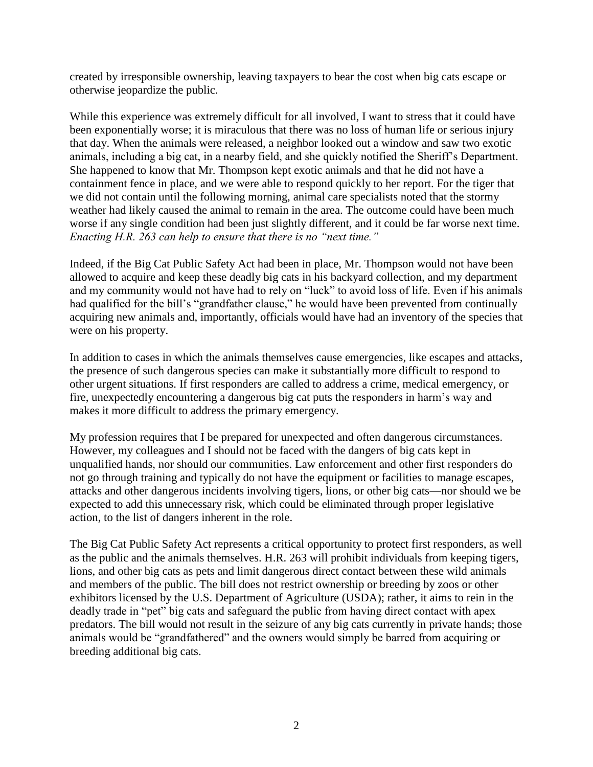created by irresponsible ownership, leaving taxpayers to bear the cost when big cats escape or otherwise jeopardize the public.

While this experience was extremely difficult for all involved, I want to stress that it could have been exponentially worse; it is miraculous that there was no loss of human life or serious injury that day. When the animals were released, a neighbor looked out a window and saw two exotic animals, including a big cat, in a nearby field, and she quickly notified the Sheriff's Department. She happened to know that Mr. Thompson kept exotic animals and that he did not have a containment fence in place, and we were able to respond quickly to her report. For the tiger that we did not contain until the following morning, animal care specialists noted that the stormy weather had likely caused the animal to remain in the area. The outcome could have been much worse if any single condition had been just slightly different, and it could be far worse next time. *Enacting H.R. 263 can help to ensure that there is no "next time."*

Indeed, if the Big Cat Public Safety Act had been in place, Mr. Thompson would not have been allowed to acquire and keep these deadly big cats in his backyard collection, and my department and my community would not have had to rely on "luck" to avoid loss of life. Even if his animals had qualified for the bill's "grandfather clause," he would have been prevented from continually acquiring new animals and, importantly, officials would have had an inventory of the species that were on his property.

In addition to cases in which the animals themselves cause emergencies, like escapes and attacks, the presence of such dangerous species can make it substantially more difficult to respond to other urgent situations. If first responders are called to address a crime, medical emergency, or fire, unexpectedly encountering a dangerous big cat puts the responders in harm's way and makes it more difficult to address the primary emergency.

My profession requires that I be prepared for unexpected and often dangerous circumstances. However, my colleagues and I should not be faced with the dangers of big cats kept in unqualified hands, nor should our communities. Law enforcement and other first responders do not go through training and typically do not have the equipment or facilities to manage escapes, attacks and other dangerous incidents involving tigers, lions, or other big cats—nor should we be expected to add this unnecessary risk, which could be eliminated through proper legislative action, to the list of dangers inherent in the role.

The Big Cat Public Safety Act represents a critical opportunity to protect first responders, as well as the public and the animals themselves. H.R. 263 will prohibit individuals from keeping tigers, lions, and other big cats as pets and limit dangerous direct contact between these wild animals and members of the public. The bill does not restrict ownership or breeding by zoos or other exhibitors licensed by the U.S. Department of Agriculture (USDA); rather, it aims to rein in the deadly trade in "pet" big cats and safeguard the public from having direct contact with apex predators. The bill would not result in the seizure of any big cats currently in private hands; those animals would be "grandfathered" and the owners would simply be barred from acquiring or breeding additional big cats.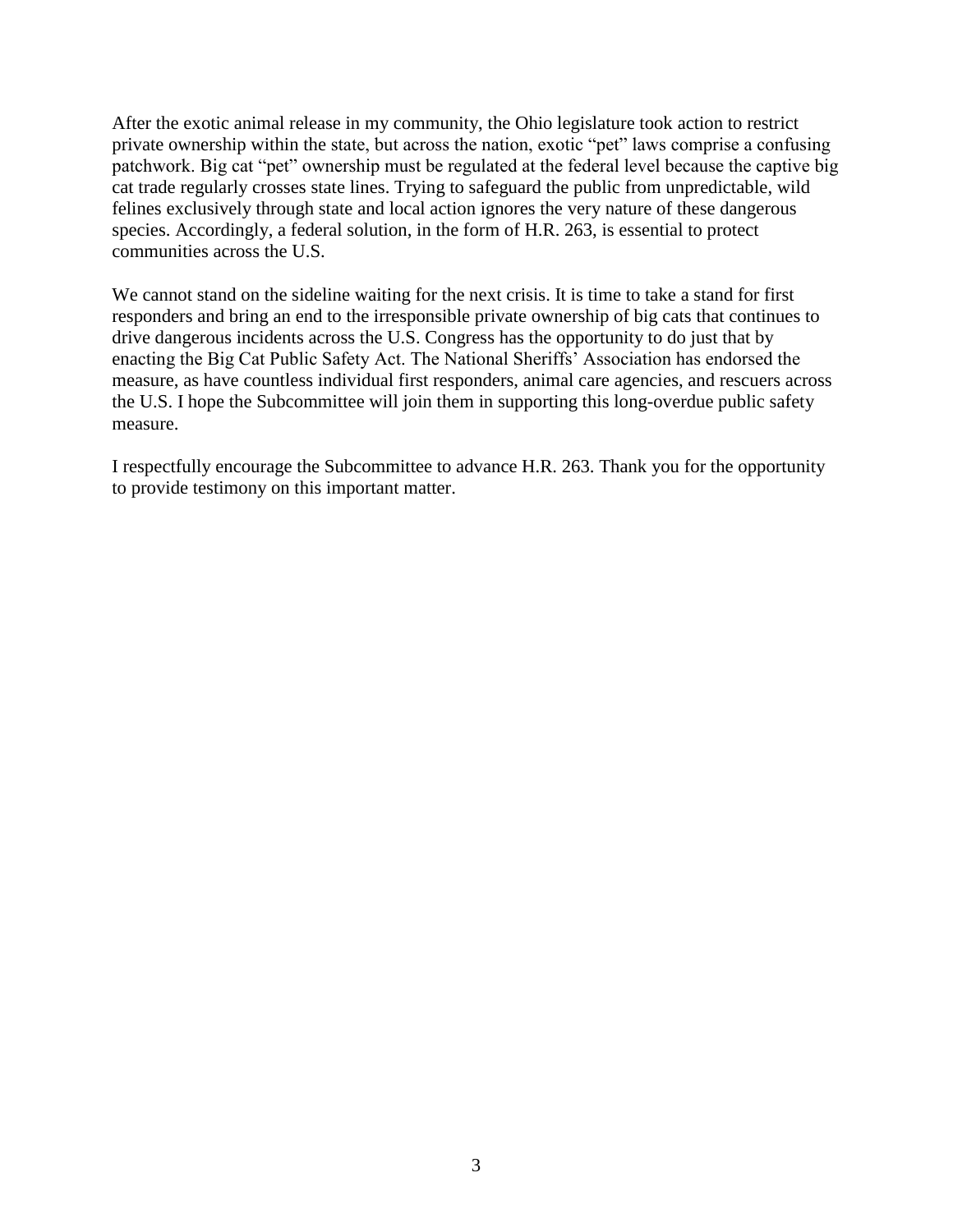After the exotic animal release in my community, the Ohio legislature took action to restrict private ownership within the state, but across the nation, exotic "pet" laws comprise a confusing patchwork. Big cat "pet" ownership must be regulated at the federal level because the captive big cat trade regularly crosses state lines. Trying to safeguard the public from unpredictable, wild felines exclusively through state and local action ignores the very nature of these dangerous species. Accordingly, a federal solution, in the form of H.R. 263, is essential to protect communities across the U.S.

We cannot stand on the sideline waiting for the next crisis. It is time to take a stand for first responders and bring an end to the irresponsible private ownership of big cats that continues to drive dangerous incidents across the U.S. Congress has the opportunity to do just that by enacting the Big Cat Public Safety Act. The National Sheriffs' Association has endorsed the measure, as have countless individual first responders, animal care agencies, and rescuers across the U.S. I hope the Subcommittee will join them in supporting this long-overdue public safety measure.

I respectfully encourage the Subcommittee to advance H.R. 263. Thank you for the opportunity to provide testimony on this important matter.